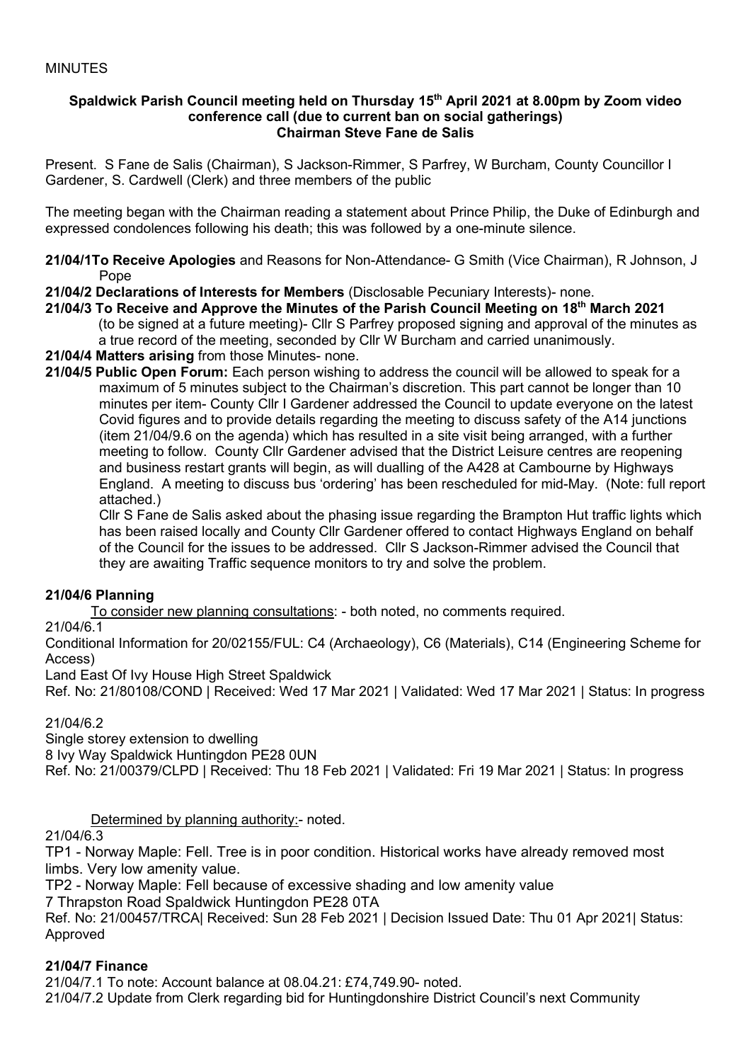MINUTES

**Spaldwick Parish Council meeting held on Thursday 15th April 2021 at 8.00pm by Zoom video conference call (due to current ban on social gatherings)**
**Chairman Steve Fane de Salis**

Present. S Fane de Salis (Chairman), S Jackson-Rimmer, S Parfrey, W Burcham, County Councillor I Gardener, S. Cardwell (Clerk) and three members of the public

The meeting began with the Chairman reading a statement about Prince Philip, the Duke of Edinburgh and expressed condolences following his death; this was followed by a one-minute silence.

**21/04/1To Receive Apologies** and Reasons for Non-Attendance- G Smith (Vice Chairman), R Johnson, J Pope

**21/04/2 Declarations of Interests for Members** (Disclosable Pecuniary Interests)- none.

**21/04/3 To Receive and Approve the Minutes of the Parish Council Meeting on 18th March 2021** (to be signed at a future meeting)- Cllr S Parfrey proposed signing and approval of the minutes as a true record of the meeting, seconded by Cllr W Burcham and carried unanimously.

**21/04/4 Matters arising** from those Minutes- none.

**21/04/5 Public Open Forum:** Each person wishing to address the council will be allowed to speak for a maximum of 5 minutes subject to the Chairman's discretion. This part cannot be longer than 10 minutes per item- County Cllr I Gardener addressed the Council to update everyone on the latest Covid figures and to provide details regarding the meeting to discuss safety of the A14 junctions (item 21/04/9.6 on the agenda) which has resulted in a site visit being arranged, with a further meeting to follow. County Cllr Gardener advised that the District Leisure centres are reopening and business restart grants will begin, as will dualling of the A428 at Cambourne by Highways England. A meeting to discuss bus 'ordering' has been rescheduled for mid-May. (Note: full report attached.)

Cllr S Fane de Salis asked about the phasing issue regarding the Brampton Hut traffic lights which has been raised locally and County Cllr Gardener offered to contact Highways England on behalf of the Council for the issues to be addressed. Cllr S Jackson-Rimmer advised the Council that they are awaiting Traffic sequence monitors to try and solve the problem.

**21/04/6 Planning**

To consider new planning consultations: - both noted, no comments required.

21/04/6.1

Conditional Information for 20/02155/FUL: C4 (Archaeology), C6 (Materials), C14 (Engineering Scheme for Access)

Land East Of Ivy House High Street Spaldwick

Ref. No: 21/80108/COND | Received: Wed 17 Mar 2021 | Validated: Wed 17 Mar 2021 | Status: In progress

21/04/6.2

Single storey extension to dwelling

8 Ivy Way Spaldwick Huntingdon PE28 0UN

Ref. No: 21/00379/CLPD | Received: Thu 18 Feb 2021 | Validated: Fri 19 Mar 2021 | Status: In progress

Determined by planning authority:- noted.

21/04/6.3

TP1 - Norway Maple: Fell. Tree is in poor condition. Historical works have already removed most limbs. Very low amenity value.

TP2 - Norway Maple: Fell because of excessive shading and low amenity value

7 Thrapston Road Spaldwick Huntingdon PE28 0TA

Ref. No: 21/00457/TRCA| Received: Sun 28 Feb 2021 | Decision Issued Date: Thu 01 Apr 2021| Status: Approved

**21/04/7 Finance**

21/04/7.1 To note: Account balance at 08.04.21: £74,749.90- noted.

21/04/7.2 Update from Clerk regarding bid for Huntingdonshire District Council's next Community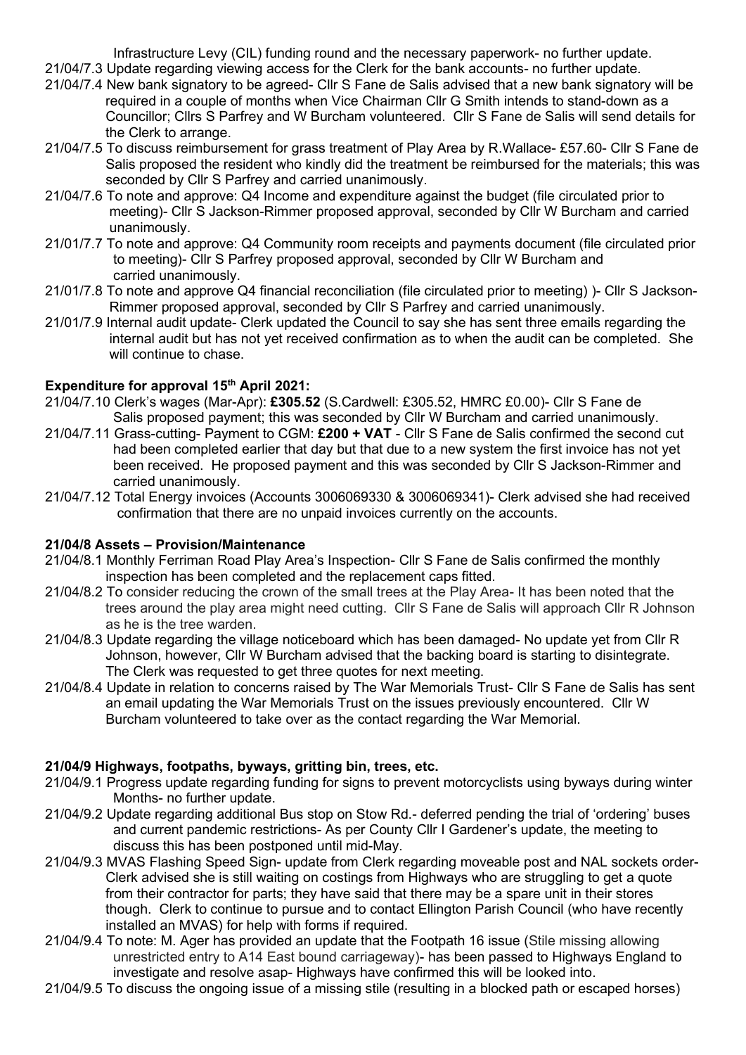Infrastructure Levy (CIL) funding round and the necessary paperwork- no further update.

21/04/7.3 Update regarding viewing access for the Clerk for the bank accounts- no further update.

21/04/7.4 New bank signatory to be agreed- Cllr S Fane de Salis advised that a new bank signatory will be required in a couple of months when Vice Chairman Cllr G Smith intends to stand-down as a Councillor; Cllrs S Parfrey and W Burcham volunteered. Cllr S Fane de Salis will send details for the Clerk to arrange.

21/04/7.5 To discuss reimbursement for grass treatment of Play Area by R.Wallace- £57.60- Cllr S Fane de Salis proposed the resident who kindly did the treatment be reimbursed for the materials; this was seconded by Cllr S Parfrey and carried unanimously.

21/04/7.6 To note and approve: Q4 Income and expenditure against the budget (file circulated prior to meeting)- Cllr S Jackson-Rimmer proposed approval, seconded by Cllr W Burcham and carried unanimously.

21/01/7.7 To note and approve: Q4 Community room receipts and payments document (file circulated prior to meeting)- Cllr S Parfrey proposed approval, seconded by Cllr W Burcham and carried unanimously.

21/01/7.8 To note and approve Q4 financial reconciliation (file circulated prior to meeting) )- Cllr S Jackson-Rimmer proposed approval, seconded by Cllr S Parfrey and carried unanimously.

21/01/7.9 Internal audit update- Clerk updated the Council to say she has sent three emails regarding the internal audit but has not yet received confirmation as to when the audit can be completed. She will continue to chase.

**Expenditure for approval 15th April 2021:**

21/04/7.10 Clerk's wages (Mar-Apr): **£305.52** (S.Cardwell: £305.52, HMRC £0.00)- Cllr S Fane de Salis proposed payment; this was seconded by Cllr W Burcham and carried unanimously.

21/04/7.11 Grass-cutting- Payment to CGM: **£200 + VAT** - Cllr S Fane de Salis confirmed the second cut had been completed earlier that day but that due to a new system the first invoice has not yet been received. He proposed payment and this was seconded by Cllr S Jackson-Rimmer and carried unanimously.

21/04/7.12 Total Energy invoices (Accounts 3006069330 & 3006069341)- Clerk advised she had received confirmation that there are no unpaid invoices currently on the accounts.

**21/04/8 Assets – Provision/Maintenance**

21/04/8.1 Monthly Ferriman Road Play Area's Inspection- Cllr S Fane de Salis confirmed the monthly inspection has been completed and the replacement caps fitted.

21/04/8.2 To consider reducing the crown of the small trees at the Play Area- It has been noted that the trees around the play area might need cutting. Cllr S Fane de Salis will approach Cllr R Johnson as he is the tree warden.

21/04/8.3 Update regarding the village noticeboard which has been damaged- No update yet from Cllr R Johnson, however, Cllr W Burcham advised that the backing board is starting to disintegrate. The Clerk was requested to get three quotes for next meeting.

21/04/8.4 Update in relation to concerns raised by The War Memorials Trust- Cllr S Fane de Salis has sent an email updating the War Memorials Trust on the issues previously encountered. Cllr W Burcham volunteered to take over as the contact regarding the War Memorial.

**21/04/9 Highways, footpaths, byways, gritting bin, trees, etc.**

21/04/9.1 Progress update regarding funding for signs to prevent motorcyclists using byways during winter Months- no further update.

21/04/9.2 Update regarding additional Bus stop on Stow Rd.- deferred pending the trial of 'ordering' buses and current pandemic restrictions- As per County Cllr I Gardener's update, the meeting to discuss this has been postponed until mid-May.

21/04/9.3 MVAS Flashing Speed Sign- update from Clerk regarding moveable post and NAL sockets order- Clerk advised she is still waiting on costings from Highways who are struggling to get a quote from their contractor for parts; they have said that there may be a spare unit in their stores though. Clerk to continue to pursue and to contact Ellington Parish Council (who have recently installed an MVAS) for help with forms if required.

21/04/9.4 To note: M. Ager has provided an update that the Footpath 16 issue (Stile missing allowing unrestricted entry to A14 East bound carriageway)- has been passed to Highways England to investigate and resolve asap- Highways have confirmed this will be looked into.

21/04/9.5 To discuss the ongoing issue of a missing stile (resulting in a blocked path or escaped horses)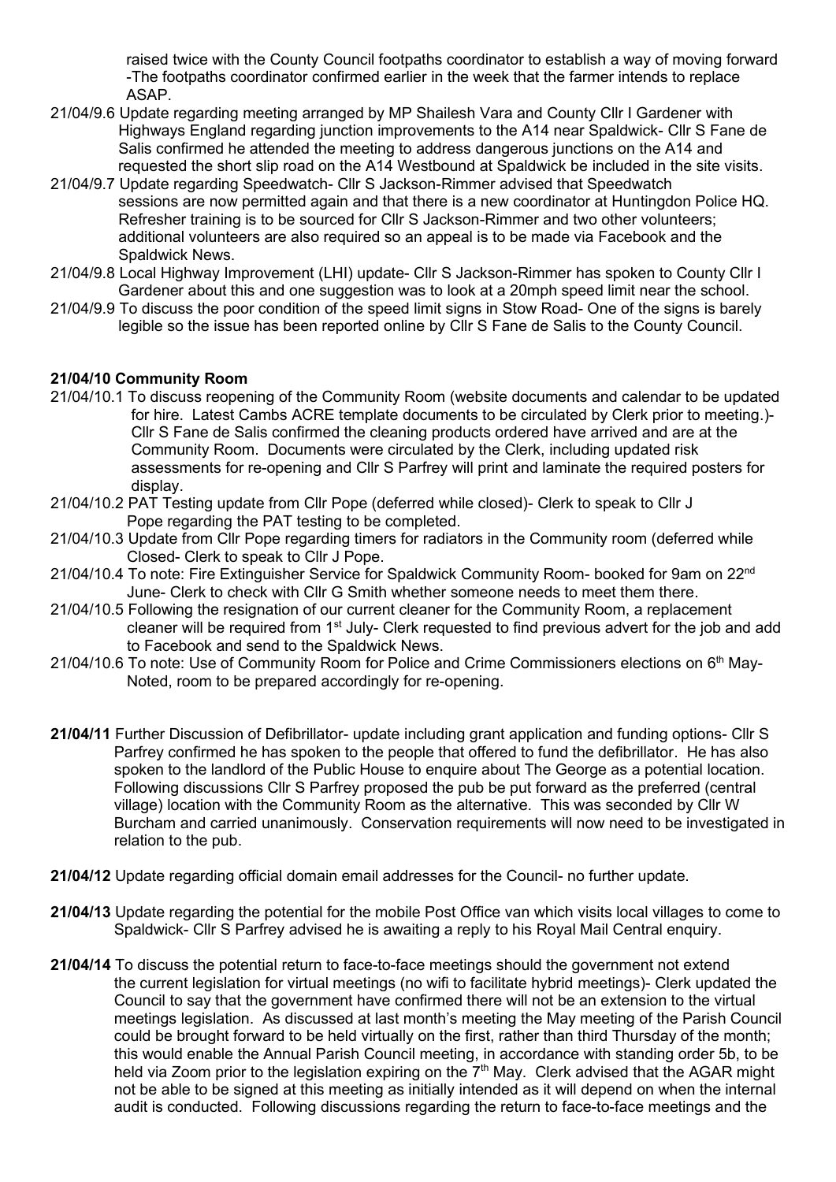raised twice with the County Council footpaths coordinator to establish a way of moving forward -The footpaths coordinator confirmed earlier in the week that the farmer intends to replace ASAP.

21/04/9.6 Update regarding meeting arranged by MP Shailesh Vara and County Cllr I Gardener with Highways England regarding junction improvements to the A14 near Spaldwick- Cllr S Fane de Salis confirmed he attended the meeting to address dangerous junctions on the A14 and requested the short slip road on the A14 Westbound at Spaldwick be included in the site visits.

21/04/9.7 Update regarding Speedwatch- Cllr S Jackson-Rimmer advised that Speedwatch sessions are now permitted again and that there is a new coordinator at Huntingdon Police HQ. Refresher training is to be sourced for Cllr S Jackson-Rimmer and two other volunteers; additional volunteers are also required so an appeal is to be made via Facebook and the Spaldwick News.

21/04/9.8 Local Highway Improvement (LHI) update- Cllr S Jackson-Rimmer has spoken to County Cllr I Gardener about this and one suggestion was to look at a 20mph speed limit near the school.

21/04/9.9 To discuss the poor condition of the speed limit signs in Stow Road- One of the signs is barely legible so the issue has been reported online by Cllr S Fane de Salis to the County Council.

**21/04/10 Community Room**

21/04/10.1 To discuss reopening of the Community Room (website documents and calendar to be updated for hire. Latest Cambs ACRE template documents to be circulated by Clerk prior to meeting.)- Cllr S Fane de Salis confirmed the cleaning products ordered have arrived and are at the Community Room. Documents were circulated by the Clerk, including updated risk assessments for re-opening and Cllr S Parfrey will print and laminate the required posters for display.

21/04/10.2 PAT Testing update from Cllr Pope (deferred while closed)- Clerk to speak to Cllr J Pope regarding the PAT testing to be completed.

21/04/10.3 Update from Cllr Pope regarding timers for radiators in the Community room (deferred while Closed- Clerk to speak to Cllr J Pope.

21/04/10.4 To note: Fire Extinguisher Service for Spaldwick Community Room- booked for 9am on 22nd June- Clerk to check with Cllr G Smith whether someone needs to meet them there.

21/04/10.5 Following the resignation of our current cleaner for the Community Room, a replacement cleaner will be required from 1st July- Clerk requested to find previous advert for the job and add to Facebook and send to the Spaldwick News.

21/04/10.6 To note: Use of Community Room for Police and Crime Commissioners elections on 6th May- Noted, room to be prepared accordingly for re-opening.

**21/04/11** Further Discussion of Defibrillator- update including grant application and funding options- Cllr S Parfrey confirmed he has spoken to the people that offered to fund the defibrillator. He has also spoken to the landlord of the Public House to enquire about The George as a potential location. Following discussions Cllr S Parfrey proposed the pub be put forward as the preferred (central village) location with the Community Room as the alternative. This was seconded by Cllr W Burcham and carried unanimously. Conservation requirements will now need to be investigated in relation to the pub.

**21/04/12** Update regarding official domain email addresses for the Council- no further update.

**21/04/13** Update regarding the potential for the mobile Post Office van which visits local villages to come to Spaldwick- Cllr S Parfrey advised he is awaiting a reply to his Royal Mail Central enquiry.

**21/04/14** To discuss the potential return to face-to-face meetings should the government not extend the current legislation for virtual meetings (no wifi to facilitate hybrid meetings)- Clerk updated the Council to say that the government have confirmed there will not be an extension to the virtual meetings legislation. As discussed at last month's meeting the May meeting of the Parish Council could be brought forward to be held virtually on the first, rather than third Thursday of the month; this would enable the Annual Parish Council meeting, in accordance with standing order 5b, to be held via Zoom prior to the legislation expiring on the 7th May. Clerk advised that the AGAR might not be able to be signed at this meeting as initially intended as it will depend on when the internal audit is conducted. Following discussions regarding the return to face-to-face meetings and the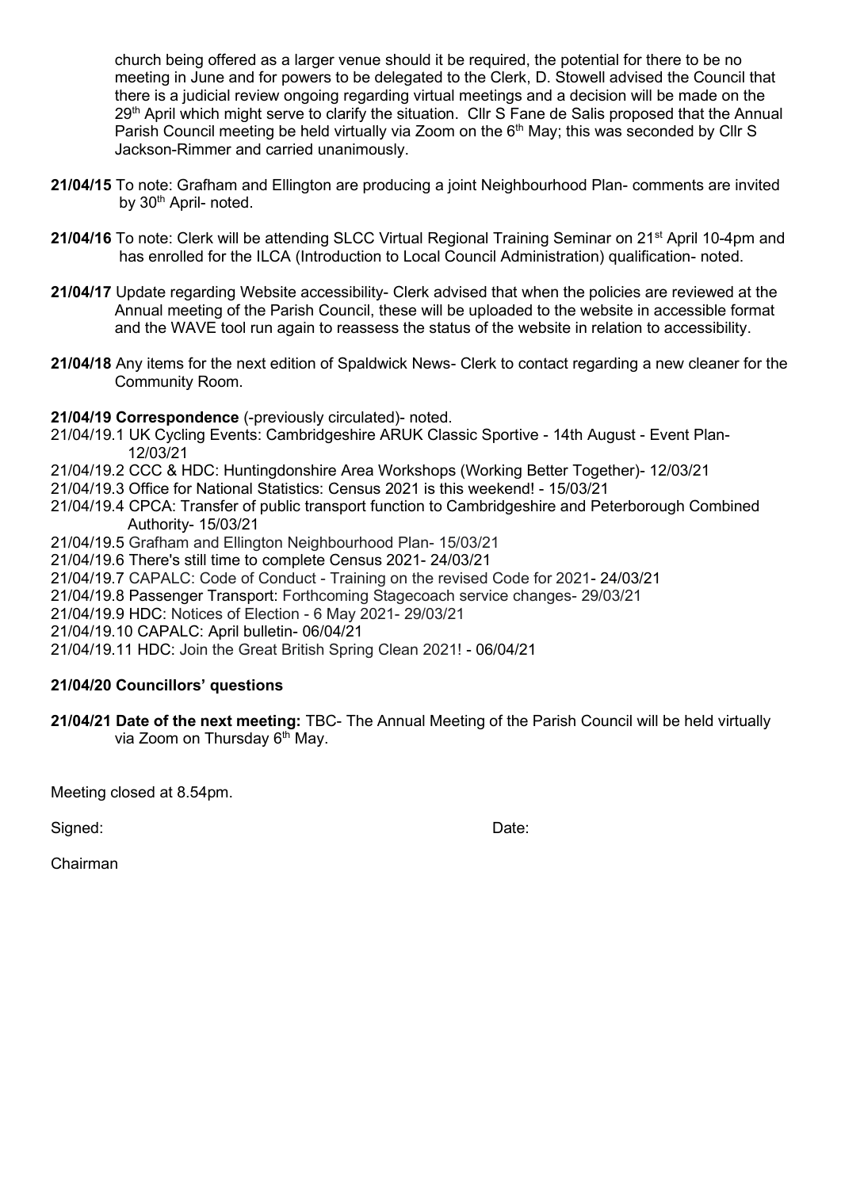church being offered as a larger venue should it be required, the potential for there to be no meeting in June and for powers to be delegated to the Clerk, D. Stowell advised the Council that there is a judicial review ongoing regarding virtual meetings and a decision will be made on the 29th April which might serve to clarify the situation. Cllr S Fane de Salis proposed that the Annual Parish Council meeting be held virtually via Zoom on the 6th May; this was seconded by Cllr S Jackson-Rimmer and carried unanimously.

**21/04/15** To note: Grafham and Ellington are producing a joint Neighbourhood Plan- comments are invited by 30th April- noted.

**21/04/16** To note: Clerk will be attending SLCC Virtual Regional Training Seminar on 21st April 10-4pm and has enrolled for the ILCA (Introduction to Local Council Administration) qualification- noted.

**21/04/17** Update regarding Website accessibility- Clerk advised that when the policies are reviewed at the Annual meeting of the Parish Council, these will be uploaded to the website in accessible format and the WAVE tool run again to reassess the status of the website in relation to accessibility.

**21/04/18** Any items for the next edition of Spaldwick News- Clerk to contact regarding a new cleaner for the Community Room.

**21/04/19 Correspondence** (-previously circulated)- noted.

21/04/19.1 UK Cycling Events: Cambridgeshire ARUK Classic Sportive - 14th August - Event Plan- 12/03/21
21/04/19.2 CCC & HDC: Huntingdonshire Area Workshops (Working Better Together)- 12/03/21
21/04/19.3 Office for National Statistics: Census 2021 is this weekend! - 15/03/21
21/04/19.4 CPCA: Transfer of public transport function to Cambridgeshire and Peterborough Combined Authority- 15/03/21
21/04/19.5 Grafham and Ellington Neighbourhood Plan- 15/03/21
21/04/19.6 There's still time to complete Census 2021- 24/03/21
21/04/19.7 CAPALC: Code of Conduct - Training on the revised Code for 2021- 24/03/21
21/04/19.8 Passenger Transport: Forthcoming Stagecoach service changes- 29/03/21
21/04/19.9 HDC: Notices of Election - 6 May 2021- 29/03/21
21/04/19.10 CAPALC: April bulletin- 06/04/21
21/04/19.11 HDC: Join the Great British Spring Clean 2021! - 06/04/21

**21/04/20 Councillors' questions**

**21/04/21 Date of the next meeting:** TBC- The Annual Meeting of the Parish Council will be held virtually via Zoom on Thursday 6th May.

Meeting closed at 8.54pm.

Signed: Date:

Chairman